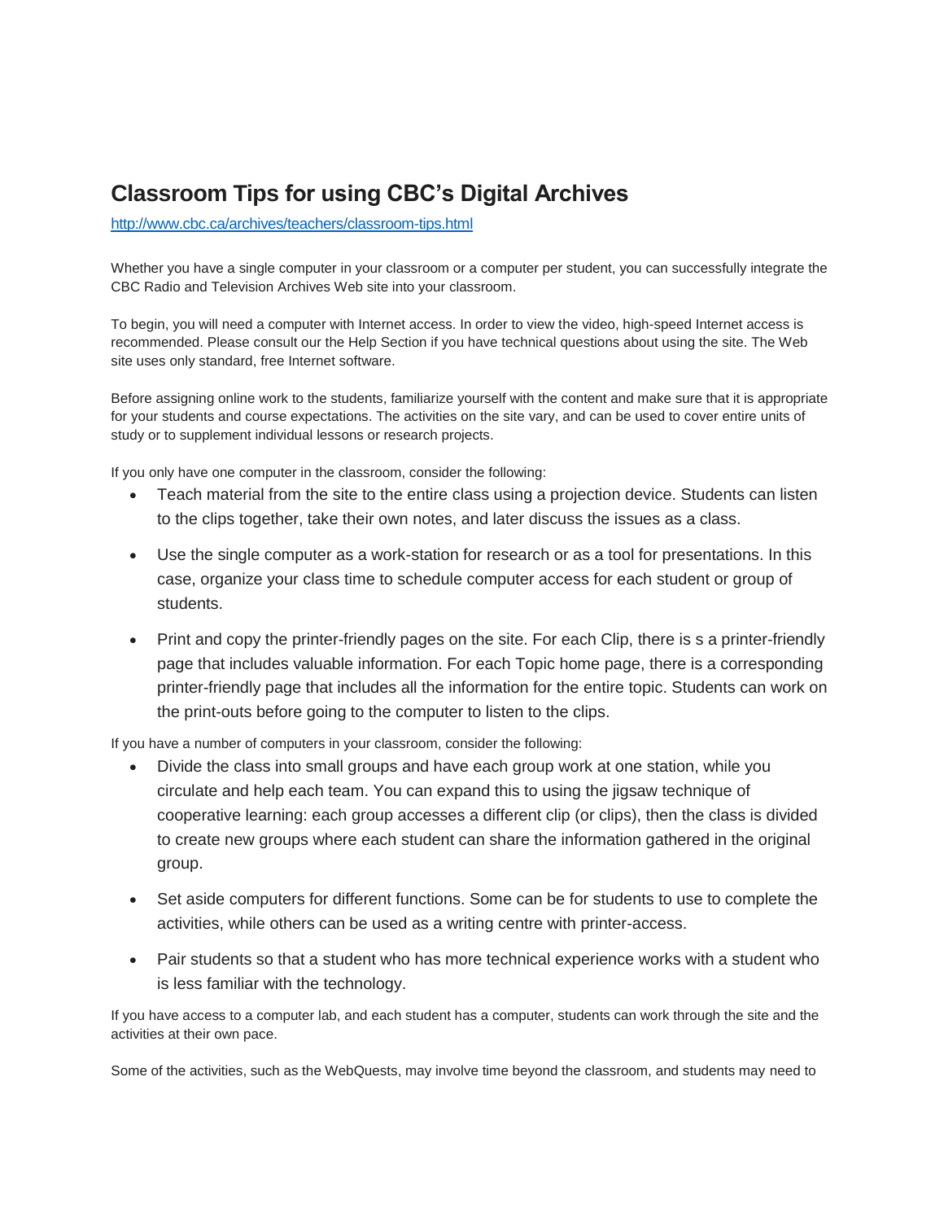# Classroom Tips for using CBC's Digital Archives

http://www.cbc.ca/archives/teachers/classroom-tips.html

Whether you have a single computer in your classroom or a computer per student, you can successfully integrate the CBC Radio and Television Archives Web site into your classroom.

To begin, you will need a computer with Internet access. In order to view the video, high-speed Internet access is recommended. Please consult our the Help Section if you have technical questions about using the site. The Web site uses only standard, free Internet software.

Before assigning online work to the students, familiarize yourself with the content and make sure that it is appropriate for your students and course expectations. The activities on the site vary, and can be used to cover entire units of study or to supplement individual lessons or research projects.

If you only have one computer in the classroom, consider the following:

- Teach material from the site to the entire class using a projection device. Students can listen to the clips together, take their own notes, and later discuss the issues as a class.
- Use the single computer as a work-station for research or as a tool for presentations. In this case, organize your class time to schedule computer access for each student or group of students.
- Print and copy the printer-friendly pages on the site. For each Clip, there is s a printer-friendly page that includes valuable information. For each Topic home page, there is a corresponding printer-friendly page that includes all the information for the entire topic. Students can work on the print-outs before going to the computer to listen to the clips.

If you have a number of computers in your classroom, consider the following:

- Divide the class into small groups and have each group work at one station, while you circulate and help each team. You can expand this to using the jigsaw technique of cooperative learning: each group accesses a different clip (or clips), then the class is divided to create new groups where each student can share the information gathered in the original group.
- Set aside computers for different functions. Some can be for students to use to complete the activities, while others can be used as a writing centre with printer-access.
- Pair students so that a student who has more technical experience works with a student who is less familiar with the technology.

If you have access to a computer lab, and each student has a computer, students can work through the site and the activities at their own pace.

Some of the activities, such as the WebQuests, may involve time beyond the classroom, and students may need to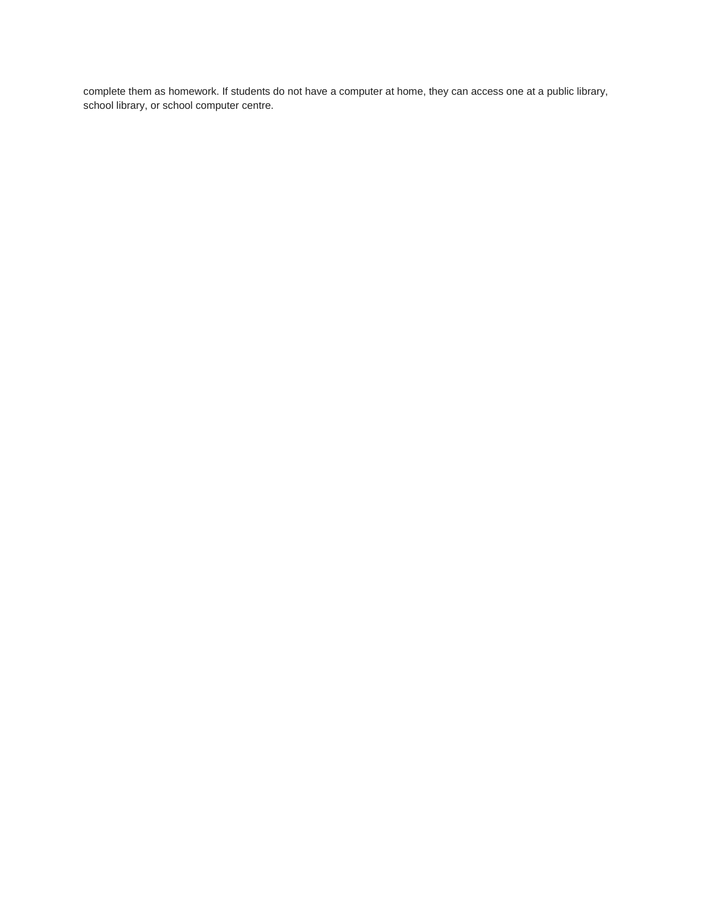complete them as homework. If students do not have a computer at home, they can access one at a public library, school library, or school computer centre.